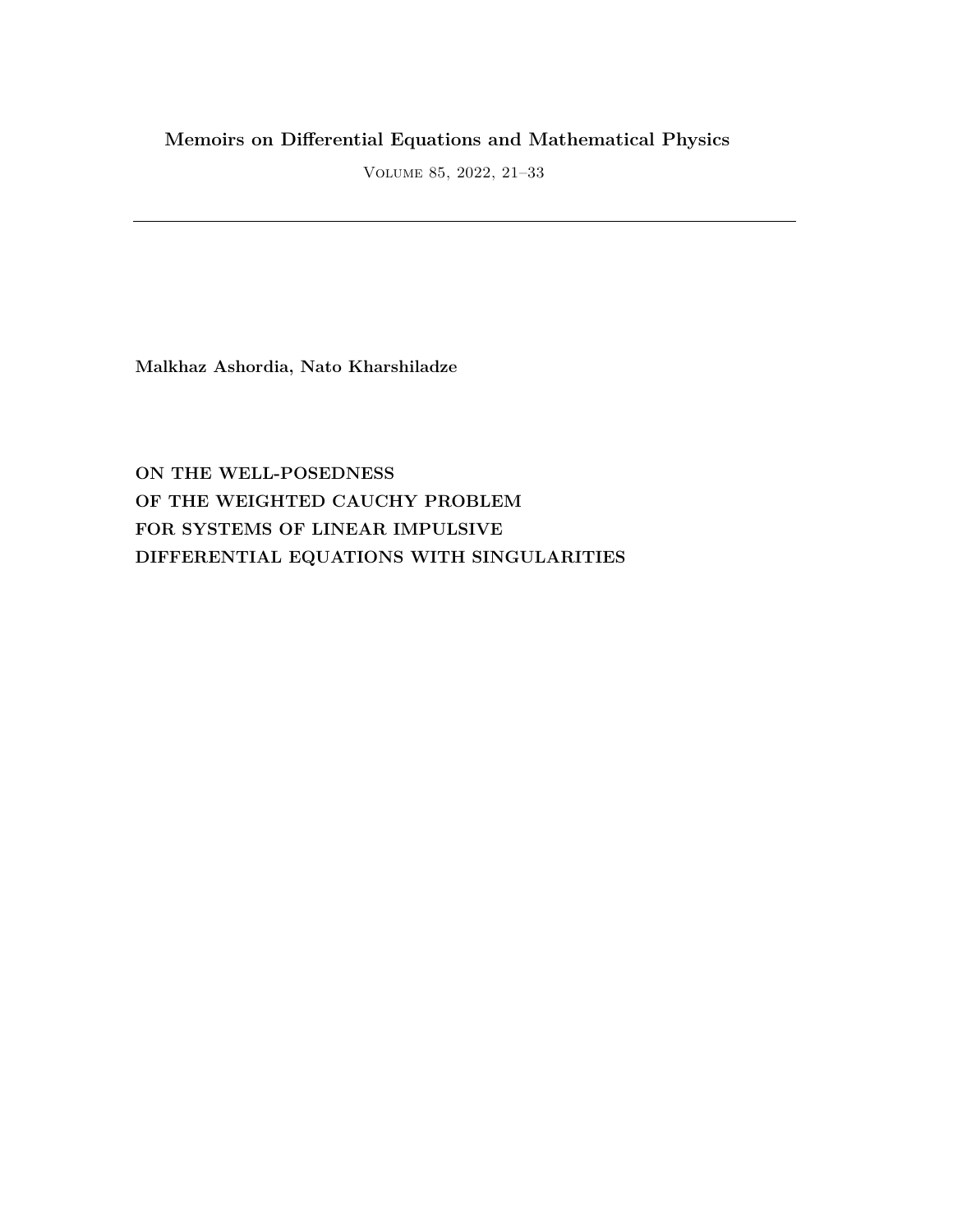**Memoirs on Differential Equations and Mathematical Physics**

Volume 85, 2022, 21–33

---

**Malkhaz Ashordia, Nato Kharshiladze**

# ON THE WELL-POSEDNESS OF THE WEIGHTED CAUCHY PROBLEM FOR SYSTEMS OF LINEAR IMPULSIVE DIFFERENTIAL EQUATIONS WITH SINGULARITIES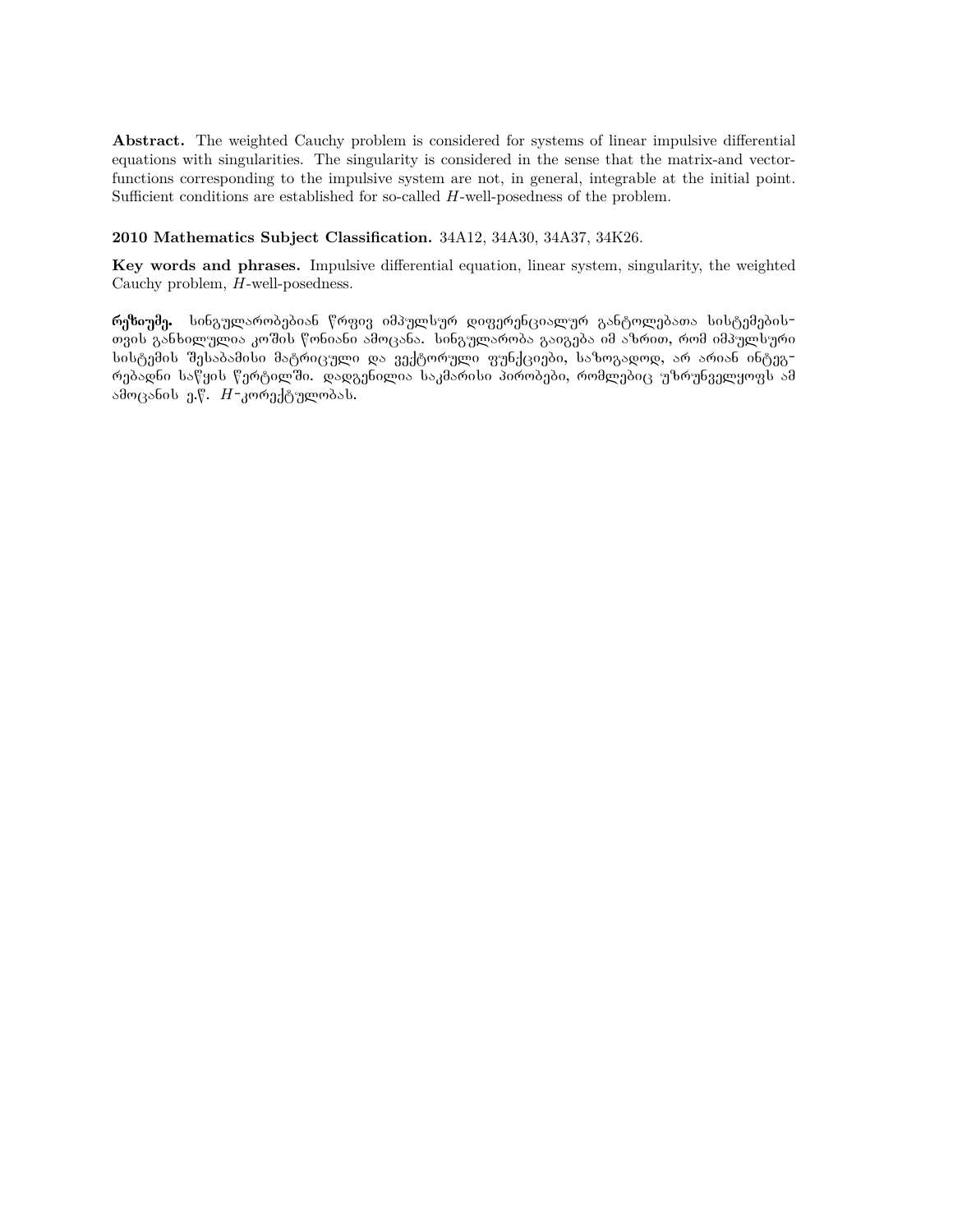**Abstract.** The weighted Cauchy problem is considered for systems of linear impulsive differential equations with singularities. The singularity is considered in the sense that the matrix-and vector-functions corresponding to the impulsive system are not, in general, integrable at the initial point. Sufficient conditions are established for so-called $H$-well-posedness of the problem.

**2010 Mathematics Subject Classification.** 34A12, 34A30, 34A37, 34K26.

**Key words and phrases.** Impulsive differential equation, linear system, singularity, the weighted Cauchy problem, $H$-well-posedness.

**რეზიუმე.** სინგულარობებიან წრფივ იმპულსურ დიფერენციალურ განტოლებათა სისტემებისთვის განხილულია კოშის წონიანი ამოცანა. სინგულარობა გაიგება იმ აზრით, რომ იმპულსური სისტემის შესაბამისი მატრიცული და ვექტორული ფუნქციები, საზოგადოდ, არ არიან ინტეგრებადნი საწყის წერტილში. დადგენილია საკმარისი პირობები, რომლებიც უზრუნველყოფს ამ ამოცანის ე.წ. $H$-კორექტულობას.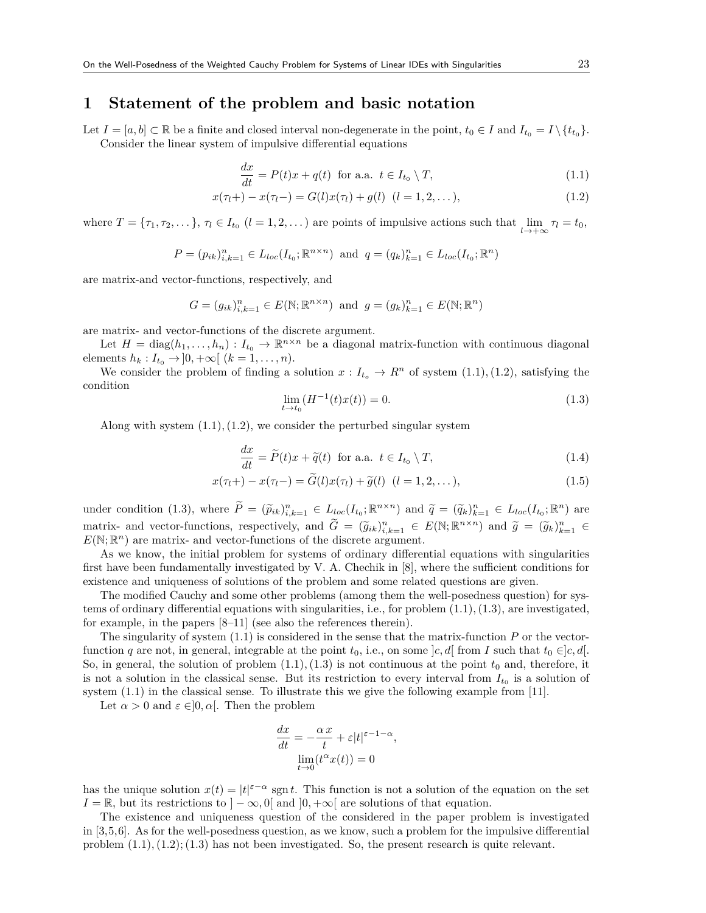## 1 Statement of the problem and basic notation

Let $I = [a, b] \subset \mathbb{R}$ be a finite and closed interval non-degenerate in the point, $t_0 \in I$ and $I_{t_0} = I \setminus \{t_{t_0}\}$.

Consider the linear system of impulsive differential equations

$$\frac{dx}{dt} = P(t)x + q(t) \ \text{ for a.a. } \ t \in I_{t_0} \setminus T, \tag{1.1}$$

$$x(\tau_l+) - x(\tau_l-) = G(l)x(\tau_l) + g(l) \ \ (l = 1, 2, \dots), \tag{1.2}$$

where $T = \{\tau_1, \tau_2, \dots\}$, $\tau_l \in I_{t_0}$ $(l = 1, 2, \dots)$ are points of impulsive actions such that $\lim\limits_{l \to +\infty} \tau_l = t_0$,

$$P = (p_{ik})_{i,k=1}^n \in L_{loc}(I_{t_0}; \mathbb{R}^{n \times n}) \ \text{ and } \ q = (q_k)_{k=1}^n \in L_{loc}(I_{t_0}; \mathbb{R}^n)$$

are matrix-and vector-functions, respectively, and

$$G = (g_{ik})_{i,k=1}^n \in E(\mathbb{N}; \mathbb{R}^{n \times n}) \ \text{ and } \ g = (g_k)_{k=1}^n \in E(\mathbb{N}; \mathbb{R}^n)$$

are matrix- and vector-functions of the discrete argument.

Let $H = \operatorname{diag}(h_1, \dots, h_n) : I_{t_0} \to \mathbb{R}^{n \times n}$ be a diagonal matrix-function with continuous diagonal elements $h_k : I_{t_0} \to ]0, +\infty[$ $(k = 1, \dots, n)$.

We consider the problem of finding a solution $x : I_{t_o} \to R^n$ of system (1.1), (1.2), satisfying the condition

$$\lim_{t \to t_0} (H^{-1}(t)x(t)) = 0. \tag{1.3}$$

Along with system (1.1), (1.2), we consider the perturbed singular system

$$\frac{dx}{dt} = \widetilde{P}(t)x + \widetilde{q}(t) \ \text{ for a.a. } \ t \in I_{t_0} \setminus T, \tag{1.4}$$

$$x(\tau_l+) - x(\tau_l-) = \widetilde{G}(l)x(\tau_l) + \widetilde{g}(l) \ \ (l = 1, 2, \dots), \tag{1.5}$$

under condition (1.3), where $\widetilde{P} = (\widetilde{p}_{ik})_{i,k=1}^n \in L_{loc}(I_{t_0}; \mathbb{R}^{n \times n})$ and $\widetilde{q} = (\widetilde{q}_k)_{k=1}^n \in L_{loc}(I_{t_0}; \mathbb{R}^n)$ are matrix- and vector-functions, respectively, and $\widetilde{G} = (\widetilde{g}_{ik})_{i,k=1}^n \in E(\mathbb{N}; \mathbb{R}^{n \times n})$ and $\widetilde{g} = (\widetilde{g}_k)_{k=1}^n \in E(\mathbb{N}; \mathbb{R}^n)$ are matrix- and vector-functions of the discrete argument.

As we know, the initial problem for systems of ordinary differential equations with singularities first have been fundamentally investigated by V. A. Chechik in [8], where the sufficient conditions for existence and uniqueness of solutions of the problem and some related questions are given.

The modified Cauchy and some other problems (among them the well-posedness question) for systems of ordinary differential equations with singularities, i.e., for problem (1.1), (1.3), are investigated, for example, in the papers [8–11] (see also the references therein).

The singularity of system (1.1) is considered in the sense that the matrix-function $P$ or the vector-function $q$ are not, in general, integrable at the point $t_0$, i.e., on some $]c, d[$ from $I$ such that $t_0 \in ]c, d[$. So, in general, the solution of problem (1.1), (1.3) is not continuous at the point $t_0$ and, therefore, it is not a solution in the classical sense. But its restriction to every interval from $I_{t_0}$ is a solution of system (1.1) in the classical sense. To illustrate this we give the following example from [11].

Let $\alpha > 0$ and $\varepsilon \in ]0, \alpha[$. Then the problem

$$\frac{dx}{dt} = -\frac{\alpha\, x}{t} + \varepsilon |t|^{\varepsilon - 1 - \alpha},$$
$$\lim_{t \to 0} (t^\alpha x(t)) = 0$$

has the unique solution $x(t) = |t|^{\varepsilon - \alpha} \operatorname{sgn} t$. This function is not a solution of the equation on the set $I = \mathbb{R}$, but its restrictions to $] - \infty, 0[$ and $]0, +\infty[$ are solutions of that equation.

The existence and uniqueness question of the considered in the paper problem is investigated in [3,5,6]. As for the well-posedness question, as we know, such a problem for the impulsive differential problem (1.1), (1.2); (1.3) has not been investigated. So, the present research is quite relevant.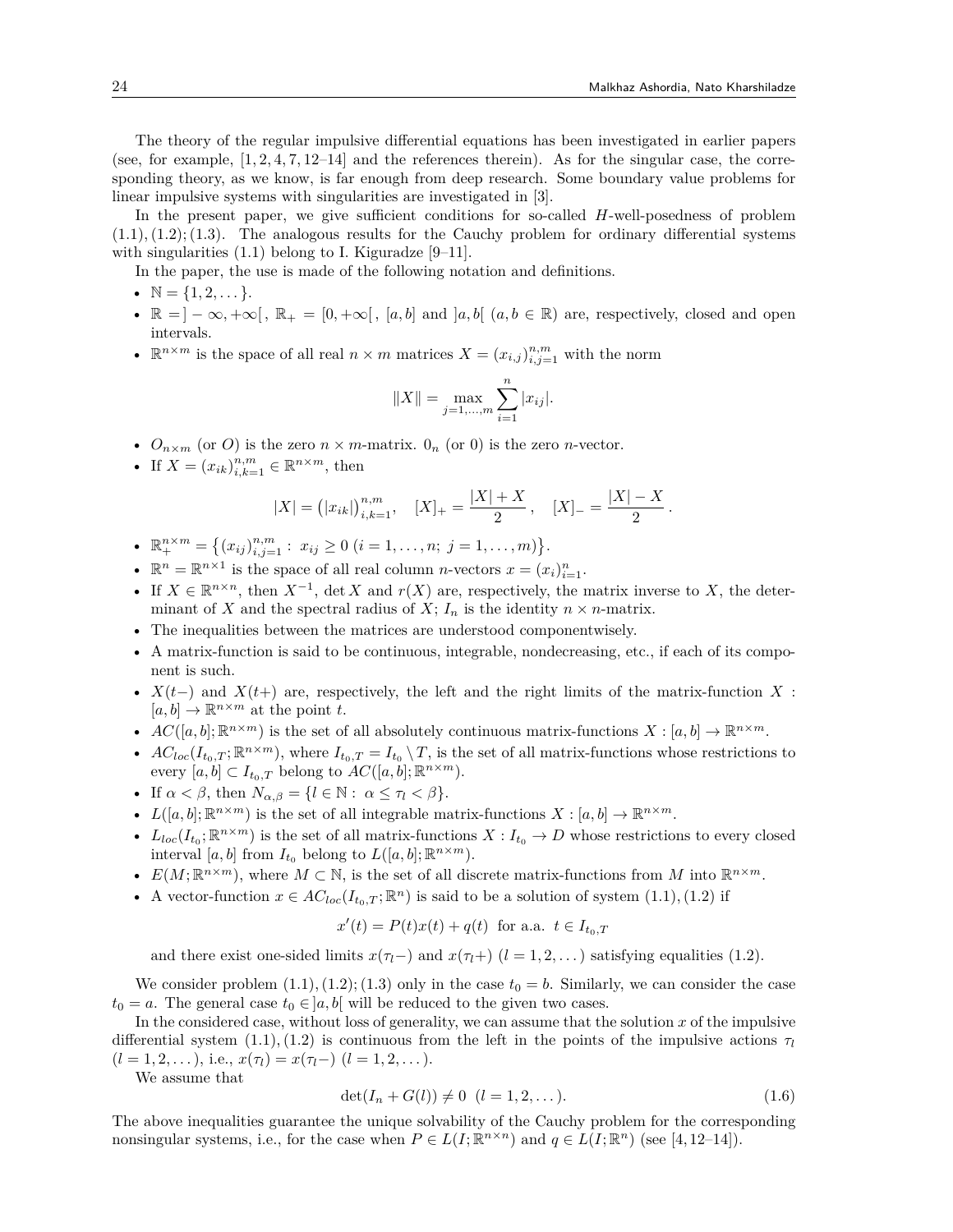The theory of the regular impulsive differential equations has been investigated in earlier papers (see, for example, [1, 2, 4, 7, 12–14] and the references therein). As for the singular case, the corresponding theory, as we know, is far enough from deep research. Some boundary value problems for linear impulsive systems with singularities are investigated in [3].

In the present paper, we give sufficient conditions for so-called $H$-well-posedness of problem $(1.1),(1.2);(1.3)$. The analogous results for the Cauchy problem for ordinary differential systems with singularities (1.1) belong to I. Kiguradze [9–11].

In the paper, the use is made of the following notation and definitions.

- $\mathbb{N} = \{1, 2, \dots\}$.
- $\mathbb{R} = ]-\infty, +\infty[\,$, $\mathbb{R}_+ = [0, +\infty[\,$, $[a, b]$ and $]a, b[$ $(a, b \in \mathbb{R})$ are, respectively, closed and open intervals.
- $\mathbb{R}^{n\times m}$ is the space of all real $n \times m$ matrices $X = (x_{i,j})_{i,j=1}^{n,m}$ with the norm
$$\|X\| = \max_{j=1,\dots,m} \sum_{i=1}^{n} |x_{ij}|.$$
- $O_{n\times m}$ (or $O$) is the zero $n \times m$-matrix. $0_n$ (or $0$) is the zero $n$-vector.
- If $X = (x_{ik})_{i,k=1}^{n,m} \in \mathbb{R}^{n\times m}$, then
$$|X| = \big(|x_{ik}|\big)_{i,k=1}^{n,m}, \quad [X]_+ = \frac{|X| + X}{2}\,, \quad [X]_- = \frac{|X| - X}{2}\,.$$
- $\mathbb{R}_+^{n\times m} = \big\{(x_{ij})_{i,j=1}^{n,m} : \ x_{ij} \geq 0 \ (i = 1, \dots, n;\ j = 1, \dots, m)\big\}$.
- $\mathbb{R}^n = \mathbb{R}^{n\times 1}$ is the space of all real column $n$-vectors $x = (x_i)_{i=1}^n$.
- If $X \in \mathbb{R}^{n\times n}$, then $X^{-1}$, $\det X$ and $r(X)$ are, respectively, the matrix inverse to $X$, the determinant of $X$ and the spectral radius of $X$; $I_n$ is the identity $n \times n$-matrix.
- The inequalities between the matrices are understood componentwisely.
- A matrix-function is said to be continuous, integrable, nondecreasing, etc., if each of its component is such.
- $X(t-)$ and $X(t+)$ are, respectively, the left and the right limits of the matrix-function $X : [a, b] \to \mathbb{R}^{n\times m}$ at the point $t$.
- $AC([a, b]; \mathbb{R}^{n\times m})$ is the set of all absolutely continuous matrix-functions $X : [a, b] \to \mathbb{R}^{n\times m}$.
- $AC_{loc}(I_{t_0,T}; \mathbb{R}^{n\times m})$, where $I_{t_0,T} = I_{t_0} \setminus T$, is the set of all matrix-functions whose restrictions to every $[a, b] \subset I_{t_0,T}$ belong to $AC([a, b]; \mathbb{R}^{n\times m})$.
- If $\alpha < \beta$, then $N_{\alpha,\beta} = \{l \in \mathbb{N} : \ \alpha \leq \tau_l < \beta\}$.
- $L([a, b]; \mathbb{R}^{n\times m})$ is the set of all integrable matrix-functions $X : [a, b] \to \mathbb{R}^{n\times m}$.
- $L_{loc}(I_{t_0}; \mathbb{R}^{n\times m})$ is the set of all matrix-functions $X : I_{t_0} \to D$ whose restrictions to every closed interval $[a, b]$ from $I_{t_0}$ belong to $L([a, b]; \mathbb{R}^{n\times m})$.
- $E(M; \mathbb{R}^{n\times m})$, where $M \subset \mathbb{N}$, is the set of all discrete matrix-functions from $M$ into $\mathbb{R}^{n\times m}$.
- A vector-function $x \in AC_{loc}(I_{t_0,T}; \mathbb{R}^n)$ is said to be a solution of system $(1.1),(1.2)$ if
$$x'(t) = P(t)x(t) + q(t) \ \text{ for a.a. } \ t \in I_{t_0,T}$$
and there exist one-sided limits $x(\tau_l-)$ and $x(\tau_l+)$ $(l = 1, 2, \dots)$ satisfying equalities (1.2).

We consider problem $(1.1),(1.2);(1.3)$ only in the case $t_0 = b$. Similarly, we can consider the case $t_0 = a$. The general case $t_0 \in ]a, b[$ will be reduced to the given two cases.

In the considered case, without loss of generality, we can assume that the solution $x$ of the impulsive differential system $(1.1),(1.2)$ is continuous from the left in the points of the impulsive actions $\tau_l$ $(l = 1, 2, \dots)$, i.e., $x(\tau_l) = x(\tau_l-)$ $(l = 1, 2, \dots)$.

We assume that
$$\det(I_n + G(l)) \neq 0 \ \ (l = 1, 2, \dots). \tag{1.6}$$
The above inequalities guarantee the unique solvability of the Cauchy problem for the corresponding nonsingular systems, i.e., for the case when $P \in L(I; \mathbb{R}^{n\times n})$ and $q \in L(I; \mathbb{R}^n)$ (see [4, 12–14]).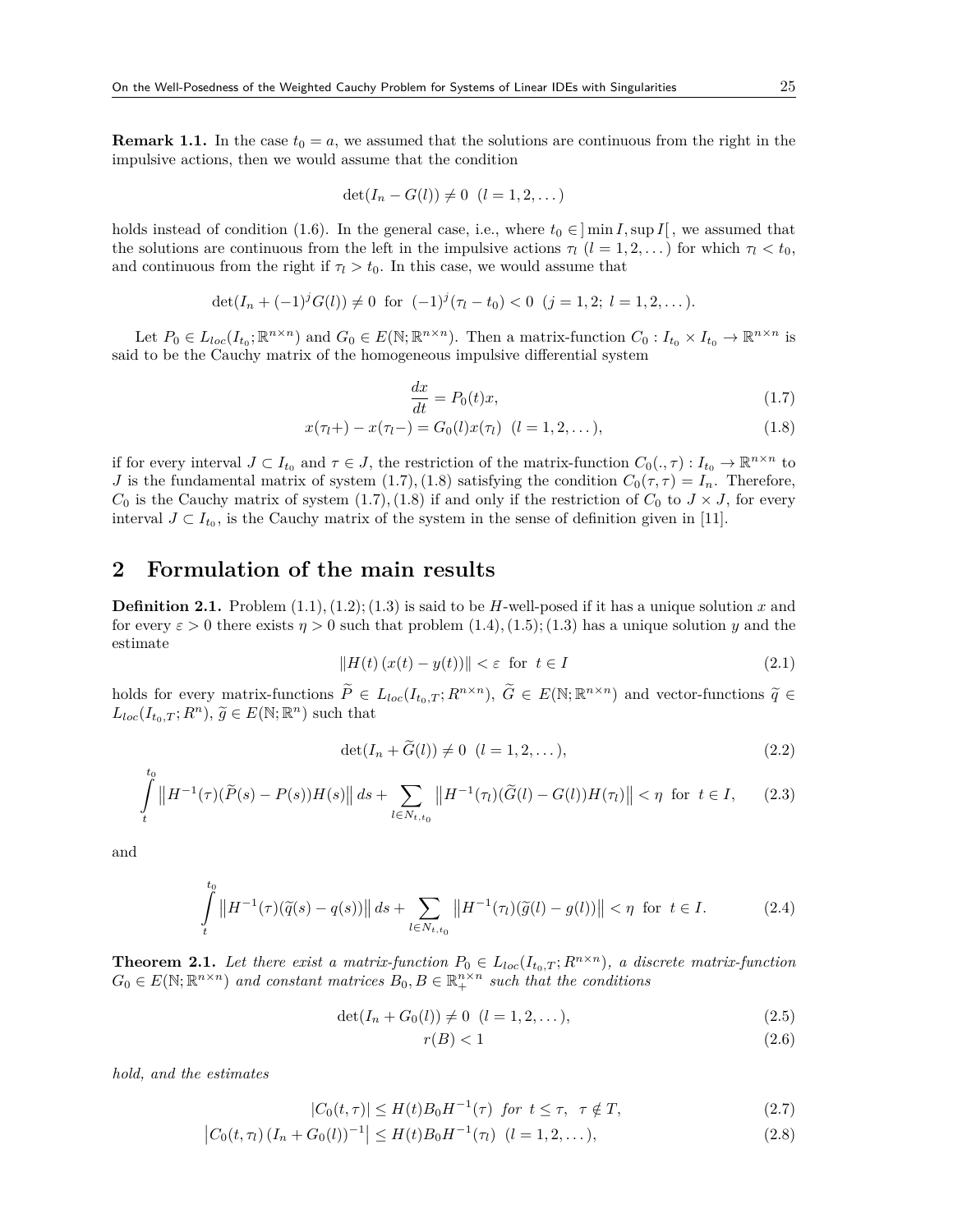**Remark 1.1.** In the case $t_0 = a$, we assumed that the solutions are continuous from the right in the impulsive actions, then we would assume that the condition

$$\det(I_n - G(l)) \neq 0 \ \ (l = 1, 2, \dots)$$

holds instead of condition (1.6). In the general case, i.e., where $t_0 \in ]\min I, \sup I[$, we assumed that the solutions are continuous from the left in the impulsive actions $\tau_l$ $(l = 1, 2, \dots)$ for which $\tau_l < t_0$, and continuous from the right if $\tau_l > t_0$. In this case, we would assume that

$$\det(I_n + (-1)^j G(l)) \neq 0 \ \text{ for } \ (-1)^j(\tau_l - t_0) < 0 \ \ (j = 1, 2;\ l = 1, 2, \dots).$$

Let $P_0 \in L_{loc}(I_{t_0}; \mathbb{R}^{n\times n})$ and $G_0 \in E(\mathbb{N}; \mathbb{R}^{n\times n})$. Then a matrix-function $C_0 : I_{t_0} \times I_{t_0} \to \mathbb{R}^{n\times n}$ is said to be the Cauchy matrix of the homogeneous impulsive differential system

$$\frac{dx}{dt} = P_0(t)x, \tag{1.7}$$

$$x(\tau_l+) - x(\tau_l-) = G_0(l)x(\tau_l) \ \ (l = 1, 2, \dots), \tag{1.8}$$

if for every interval $J \subset I_{t_0}$ and $\tau \in J$, the restriction of the matrix-function $C_0(., \tau) : I_{t_0} \to \mathbb{R}^{n\times n}$ to $J$ is the fundamental matrix of system (1.7), (1.8) satisfying the condition $C_0(\tau, \tau) = I_n$. Therefore, $C_0$ is the Cauchy matrix of system (1.7), (1.8) if and only if the restriction of $C_0$ to $J \times J$, for every interval $J \subset I_{t_0}$, is the Cauchy matrix of the system in the sense of definition given in [11].

## 2 Formulation of the main results

**Definition 2.1.** Problem (1.1), (1.2); (1.3) is said to be $H$-well-posed if it has a unique solution $x$ and for every $\varepsilon > 0$ there exists $\eta > 0$ such that problem (1.4), (1.5); (1.3) has a unique solution $y$ and the estimate

$$\|H(t)\,(x(t) - y(t))\| < \varepsilon \ \text{ for } \ t \in I \tag{2.1}$$

holds for every matrix-functions $\widetilde{P} \in L_{loc}(I_{t_0,T}; R^{n\times n})$, $\widetilde{G} \in E(\mathbb{N}; \mathbb{R}^{n\times n})$ and vector-functions $\widetilde{q} \in L_{loc}(I_{t_0,T}; R^n)$, $\widetilde{g} \in E(\mathbb{N}; \mathbb{R}^n)$ such that

$$\det(I_n + \widetilde{G}(l)) \neq 0 \ \ (l = 1, 2, \dots), \tag{2.2}$$

$$\int\limits_t^{t_0} \big\|H^{-1}(\tau)(\widetilde{P}(s) - P(s))H(s)\big\|\, ds + \sum_{l\in N_{t,t_0}} \big\|H^{-1}(\tau_l)(\widetilde{G}(l) - G(l))H(\tau_l)\big\| < \eta \ \text{ for } \ t \in I, \tag{2.3}$$

and

$$\int\limits_t^{t_0} \big\|H^{-1}(\tau)(\widetilde{q}(s) - q(s))\big\|\, ds + \sum_{l\in N_{t,t_0}} \big\|H^{-1}(\tau_l)(\widetilde{g}(l) - g(l))\big\| < \eta \ \text{ for } \ t \in I. \tag{2.4}$$

**Theorem 2.1.** *Let there exist a matrix-function $P_0 \in L_{loc}(I_{t_0,T}; R^{n\times n})$, a discrete matrix-function $G_0 \in E(\mathbb{N}; \mathbb{R}^{n\times n})$ and constant matrices $B_0, B \in \mathbb{R}_+^{n\times n}$ such that the conditions*

$$\det(I_n + G_0(l)) \neq 0 \ \ (l = 1, 2, \dots), \tag{2.5}$$

$$r(B) < 1 \tag{2.6}$$

*hold, and the estimates*

$$|C_0(t, \tau)| \leq H(t)B_0H^{-1}(\tau) \ \text{ for } \ t \leq \tau, \ \ \tau \notin T, \tag{2.7}$$

$$\big|C_0(t, \tau_l)\,(I_n + G_0(l))^{-1}\big| \leq H(t)B_0H^{-1}(\tau_l) \ \ (l = 1, 2, \dots), \tag{2.8}$$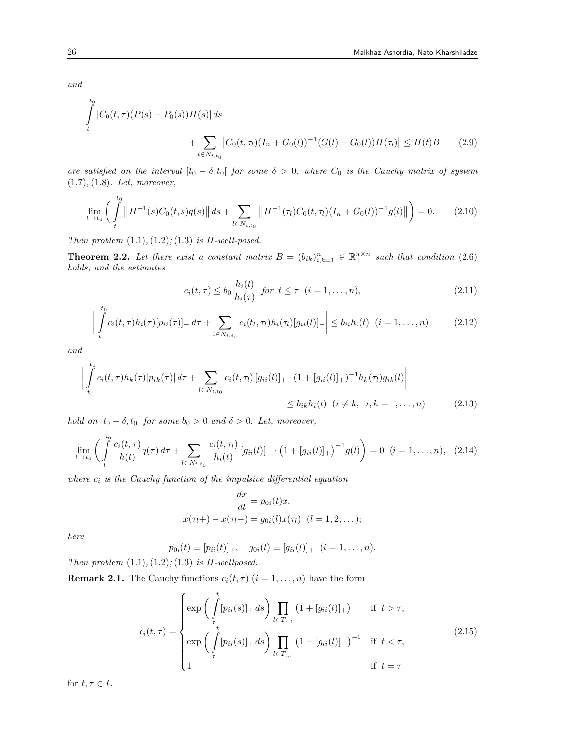*and*

$$\int\limits_t^{t_0} |C_0(t,\tau)(P(s)-P_0(s))H(s)|\,ds + \sum_{l\in N_{t,t_0}} \big|C_0(t,\tau_l)(I_n+G_0(l))^{-1}(G(l)-G_0(l))H(\tau_l)\big| \leq H(t)B \tag{2.9}$$

*are satisfied on the interval* $[t_0-\delta,t_0[$ *for some* $\delta>0$*, where* $C_0$ *is the Cauchy matrix of system* (1.7)*,* (1.8)*. Let, moreover,*

$$\lim_{t\to t_0}\bigg(\int\limits_t^{t_0} \big\|H^{-1}(s)C_0(t,s)q(s)\big\|\,ds + \sum_{l\in N_{t,t_0}} \big\|H^{-1}(\tau_l)C_0(t,\tau_l)(I_n+G_0(l))^{-1}g(l)\big\|\bigg)=0. \tag{2.10}$$

*Then problem* (1.1)*,* (1.2)*;* (1.3) *is H-well-posed.*

**Theorem 2.2.** *Let there exist a constant matrix* $B=(b_{ik})_{i,k=1}^n\in\mathbb{R}_+^{n\times n}$ *such that condition* (2.6) *holds, and the estimates*

$$c_i(t,\tau)\leq b_0\,\frac{h_i(t)}{h_i(\tau)} \ \text{ for } \ t\leq\tau \ \ (i=1,\dots,n), \tag{2.11}$$

$$\bigg|\int\limits_t^{t_0} c_i(t,\tau)h_i(\tau)[p_{ii}(\tau)]_-\,d\tau + \sum_{l\in N_{t,t_0}} c_i(t_l,\tau_l)h_i(\tau_l)[g_{ii}(l)]_-\bigg| \leq b_{ii}h_i(t) \ \ (i=1,\dots,n) \tag{2.12}$$

*and*

$$\bigg|\int\limits_t^{t_0} c_i(t,\tau)h_k(\tau)|p_{ik}(\tau)|\,d\tau + \sum_{l\in N_{t,t_0}} c_i(t,\tau_l)\,[g_{ii}(l)]_+\cdot(1+[g_{ii}(l)]_+)^{-1}h_k(\tau_l)g_{ik}(l)\bigg| \leq b_{ik}h_i(t) \ \ (i\neq k;\ \ i,k=1,\dots,n) \tag{2.13}$$

*hold on* $[t_0-\delta,t_0[$ *for some* $b_0>0$ *and* $\delta>0$*. Let, moreover,*

$$\lim_{t\to t_0}\bigg(\int\limits_t^{t_0} \frac{c_i(t,\tau)}{h(t)}q(\tau)\,d\tau + \sum_{l\in N_{t,t_0}} \frac{c_i(t,\tau_l)}{h_i(t)}\,[g_{ii}(l)]_+\cdot\big(1+[g_{ii}(l)]_+\big)^{-1}g(l)\bigg)=0 \ \ (i=1,\dots,n), \tag{2.14}$$

*where* $c_i$ *is the Cauchy function of the impulsive differential equation*

$$\frac{dx}{dt}=p_{0i}(t)x,$$
$$x(\tau_l+)-x(\tau_l-)=g_{0i}(l)x(\tau_l) \ \ (l=1,2,\dots);$$

*here*

$$p_{0i}(t)\equiv[p_{ii}(t)]_+, \quad g_{0i}(l)\equiv[g_{ii}(l)]_+ \ \ (i=1,\dots,n).$$

*Then problem* (1.1)*,* (1.2)*;* (1.3) *is H-wellposed.*

**Remark 2.1.** The Cauchy functions $c_i(t,\tau)$ $(i=1,\dots,n)$ have the form

$$c_i(t,\tau)=\begin{cases} \exp\bigg(\displaystyle\int\limits_\tau^t [p_{ii}(s)]_+\,ds\bigg)\displaystyle\prod_{l\in T_{\tau,t}}\big(1+[g_{ii}(l)]_+\big) & \text{if } \ t>\tau,\\ \exp\bigg(\displaystyle\int\limits_\tau^t [p_{ii}(s)]_+\,ds\bigg)\displaystyle\prod_{l\in T_{t,\tau}}\big(1+[g_{ii}(l)]_+\big)^{-1} & \text{if } \ t<\tau,\\ 1 & \text{if } \ t=\tau \end{cases} \tag{2.15}$$

for $t,\tau\in I$.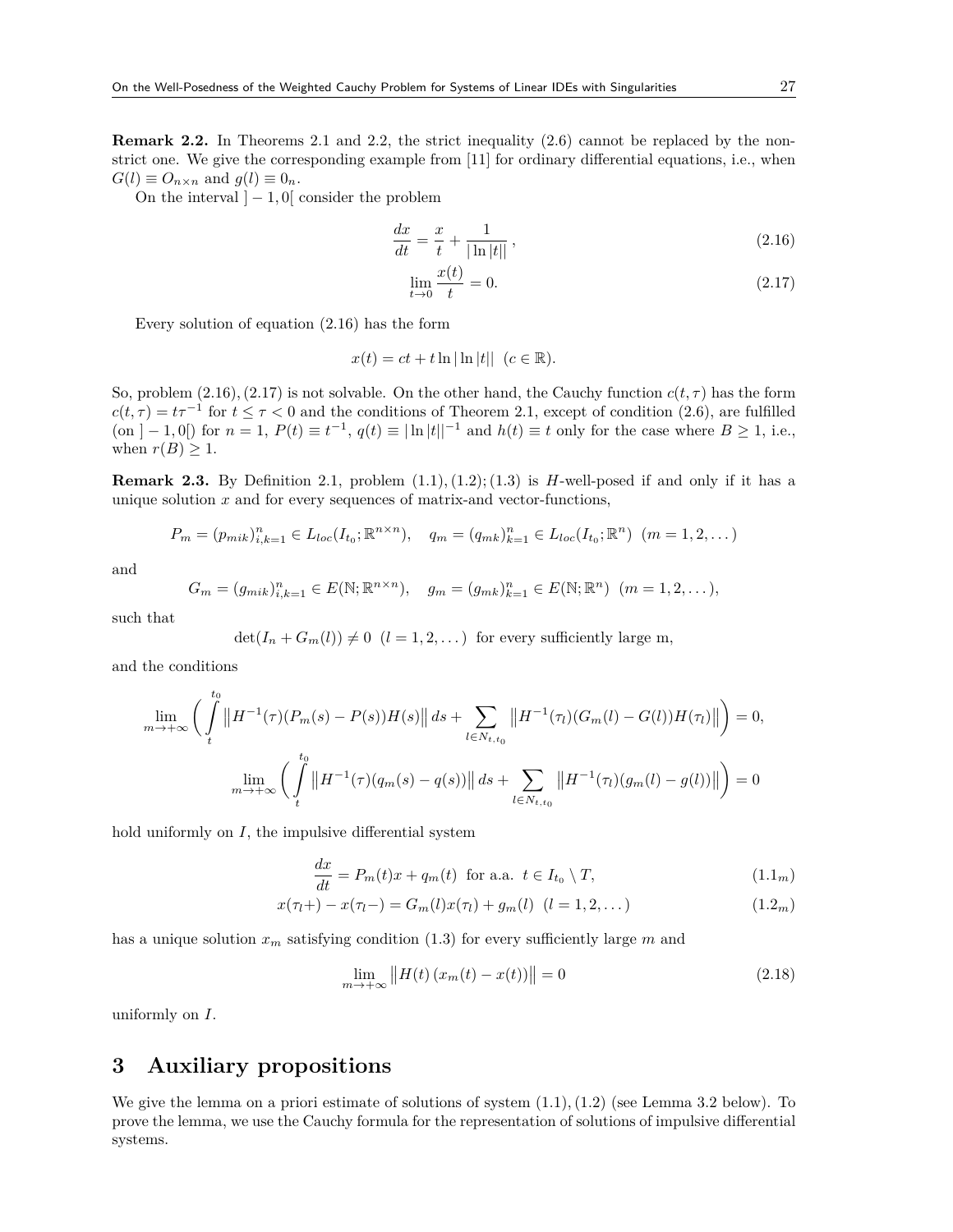**Remark 2.2.** In Theorems 2.1 and 2.2, the strict inequality (2.6) cannot be replaced by the non-strict one. We give the corresponding example from [11] for ordinary differential equations, i.e., when $G(l) \equiv O_{n\times n}$ and $g(l) \equiv 0_n$.

On the interval $]-1,0[$ consider the problem

$$\frac{dx}{dt} = \frac{x}{t} + \frac{1}{|\ln|t||}\,, \tag{2.16}$$

$$\lim_{t\to 0} \frac{x(t)}{t} = 0. \tag{2.17}$$

Every solution of equation (2.16) has the form

$$x(t) = ct + t\ln|\ln|t|| \ \ (c \in \mathbb{R}).$$

So, problem (2.16), (2.17) is not solvable. On the other hand, the Cauchy function $c(t,\tau)$ has the form $c(t,\tau) = t\tau^{-1}$ for $t \le \tau < 0$ and the conditions of Theorem 2.1, except of condition (2.6), are fulfilled (on $]-1,0[$) for $n=1$, $P(t) \equiv t^{-1}$, $q(t) \equiv |\ln|t||^{-1}$ and $h(t) \equiv t$ only for the case where $B \ge 1$, i.e., when $r(B) \ge 1$.

**Remark 2.3.** By Definition 2.1, problem (1.1), (1.2); (1.3) is $H$-well-posed if and only if it has a unique solution $x$ and for every sequences of matrix-and vector-functions,

$$P_m = (p_{mik})_{i,k=1}^n \in L_{loc}(I_{t_0};\mathbb{R}^{n\times n}), \quad q_m = (q_{mk})_{k=1}^n \in L_{loc}(I_{t_0};\mathbb{R}^n) \ \ (m=1,2,\dots)$$

and

$$G_m = (g_{mik})_{i,k=1}^n \in E(\mathbb{N};\mathbb{R}^{n\times n}), \quad g_m = (g_{mk})_{k=1}^n \in E(\mathbb{N};\mathbb{R}^n) \ \ (m=1,2,\dots),$$

such that

$$\det(I_n + G_m(l)) \neq 0 \ \ (l=1,2,\dots) \ \text{ for every sufficiently large m,}$$

and the conditions

$$\lim_{m\to+\infty}\bigg(\int_t^{t_0} \big\|H^{-1}(\tau)(P_m(s)-P(s))H(s)\big\|\,ds + \sum_{l\in N_{t,t_0}} \big\|H^{-1}(\tau_l)(G_m(l)-G(l))H(\tau_l)\big\|\bigg) = 0,$$

$$\lim_{m\to+\infty}\bigg(\int_t^{t_0} \big\|H^{-1}(\tau)(q_m(s)-q(s))\big\|\,ds + \sum_{l\in N_{t,t_0}} \big\|H^{-1}(\tau_l)(g_m(l)-g(l))\big\|\bigg) = 0$$

hold uniformly on $I$, the impulsive differential system

$$\frac{dx}{dt} = P_m(t)x + q_m(t) \ \text{ for a.a. } t \in I_{t_0}\setminus T, \tag{1.1$_m$}$$

$$x(\tau_l+) - x(\tau_l-) = G_m(l)x(\tau_l) + g_m(l) \ \ (l=1,2,\dots) \tag{1.2$_m$}$$

has a unique solution $x_m$ satisfying condition (1.3) for every sufficiently large $m$ and

$$\lim_{m\to+\infty} \big\|H(t)\,(x_m(t)-x(t))\big\| = 0 \tag{2.18}$$

uniformly on $I$.

## 3 Auxiliary propositions

We give the lemma on a priori estimate of solutions of system (1.1), (1.2) (see Lemma 3.2 below). To prove the lemma, we use the Cauchy formula for the representation of solutions of impulsive differential systems.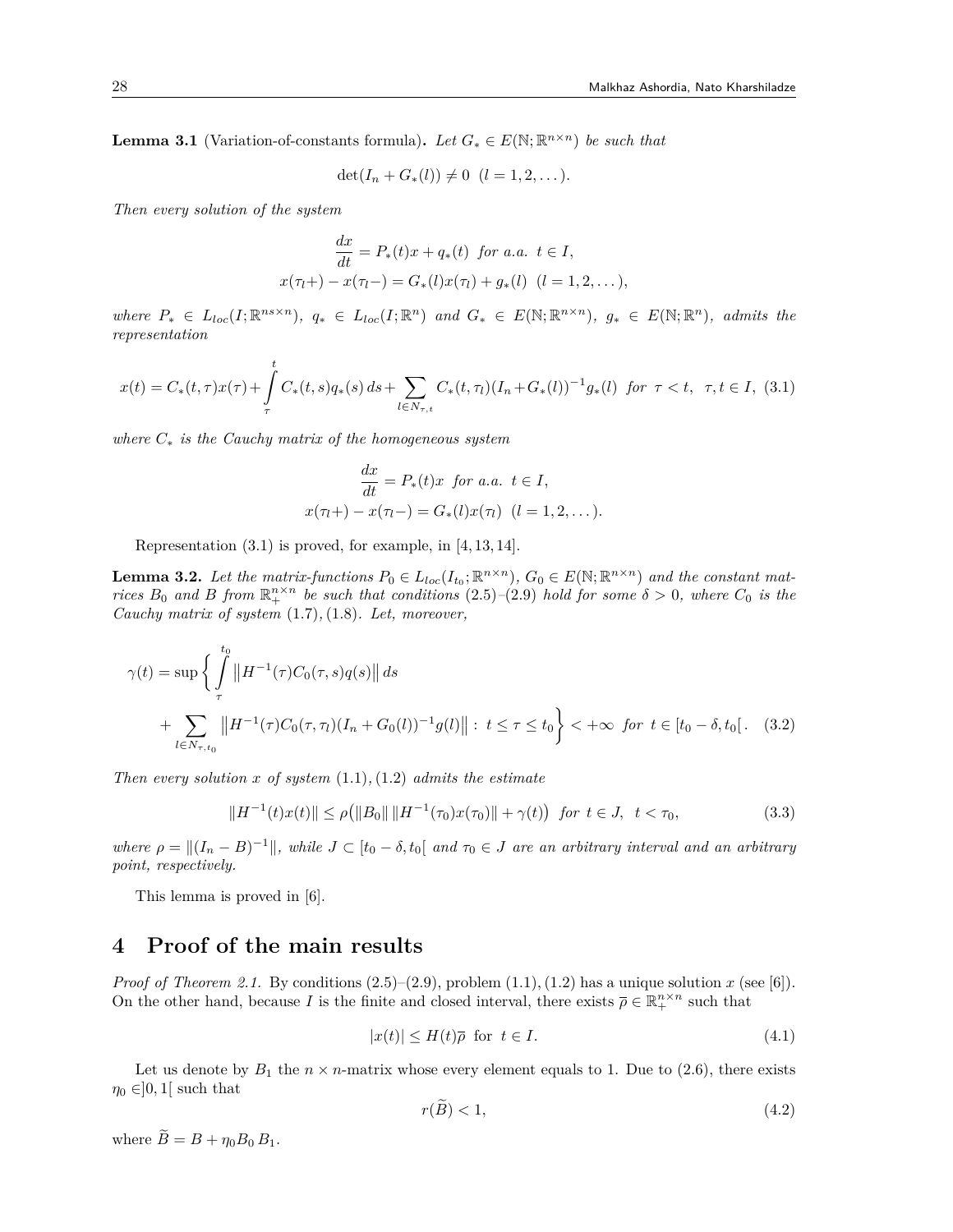**Lemma 3.1** (Variation-of-constants formula)**.** *Let $G_* \in E(\mathbb{N};\mathbb{R}^{n\times n})$ be such that*

$$\det(I_n + G_*(l)) \neq 0 \quad (l = 1, 2, \dots).$$

*Then every solution of the system*

$$\begin{gathered}
\frac{dx}{dt} = P_*(t)x + q_*(t) \;\; \text{for a.a. } t \in I,\\
x(\tau_l+) - x(\tau_l-) = G_*(l)x(\tau_l) + g_*(l) \;\; (l = 1, 2, \dots),
\end{gathered}$$

*where $P_* \in L_{loc}(I;\mathbb{R}^{ns\times n})$, $q_* \in L_{loc}(I;\mathbb{R}^n)$ and $G_* \in E(\mathbb{N};\mathbb{R}^{n\times n})$, $g_* \in E(\mathbb{N};\mathbb{R}^n)$, admits the representation*

$$x(t) = C_*(t,\tau)x(\tau) + \int\limits_{\tau}^{t} C_*(t,s)q_*(s)\,ds + \sum_{l\in N_{\tau,t}} C_*(t,\tau_l)(I_n + G_*(l))^{-1}g_*(l) \;\; \text{for } \tau < t, \;\; \tau, t \in I, \tag{3.1}$$

*where $C_*$ is the Cauchy matrix of the homogeneous system*

$$\begin{gathered}
\frac{dx}{dt} = P_*(t)x \;\; \text{for a.a. } t \in I,\\
x(\tau_l+) - x(\tau_l-) = G_*(l)x(\tau_l) \;\; (l = 1, 2, \dots).
\end{gathered}$$

Representation (3.1) is proved, for example, in [4, 13, 14].

**Lemma 3.2.** *Let the matrix-functions $P_0 \in L_{loc}(I_{t_0};\mathbb{R}^{n\times n})$, $G_0 \in E(\mathbb{N};\mathbb{R}^{n\times n})$ and the constant matrices $B_0$ and $B$ from $\mathbb{R}_+^{n\times n}$ be such that conditions* (2.5)*–*(2.9) *hold for some $\delta > 0$, where $C_0$ is the Cauchy matrix of system* (1.7)*,* (1.8)*. Let, moreover,*

$$\begin{aligned}
\gamma(t) = \sup\bigg\{ &\int\limits_{\tau}^{t_0} \big\|H^{-1}(\tau)C_0(\tau,s)q(s)\big\|\,ds \\
&+ \sum_{l\in N_{\tau,t_0}} \big\|H^{-1}(\tau)C_0(\tau,\tau_l)(I_n + G_0(l))^{-1}g(l)\big\| : \; t \le \tau \le t_0 \bigg\} < +\infty \;\; \text{for } t \in [t_0-\delta, t_0[. 
\end{aligned}\tag{3.2}$$

*Then every solution $x$ of system* (1.1)*,* (1.2) *admits the estimate*

$$\|H^{-1}(t)x(t)\| \le \rho\big(\|B_0\|\,\|H^{-1}(\tau_0)x(\tau_0)\| + \gamma(t)\big) \;\; \text{for } t \in J, \;\; t < \tau_0, \tag{3.3}$$

*where $\rho = \|(I_n - B)^{-1}\|$, while $J \subset [t_0-\delta, t_0[$ and $\tau_0 \in J$ are an arbitrary interval and an arbitrary point, respectively.*

This lemma is proved in [6].

## 4 Proof of the main results

*Proof of Theorem 2.1.* By conditions (2.5)–(2.9), problem (1.1), (1.2) has a unique solution $x$ (see [6]). On the other hand, because $I$ is the finite and closed interval, there exists $\overline{\rho} \in \mathbb{R}_+^{n\times n}$ such that

$$|x(t)| \le H(t)\overline{\rho} \;\; \text{for } t \in I. \tag{4.1}$$

Let us denote by $B_1$ the $n\times n$-matrix whose every element equals to 1. Due to (2.6), there exists $\eta_0 \in ]0,1[$ such that

$$r(\widetilde{B}) < 1, \tag{4.2}$$

where $\widetilde{B} = B + \eta_0 B_0\, B_1$.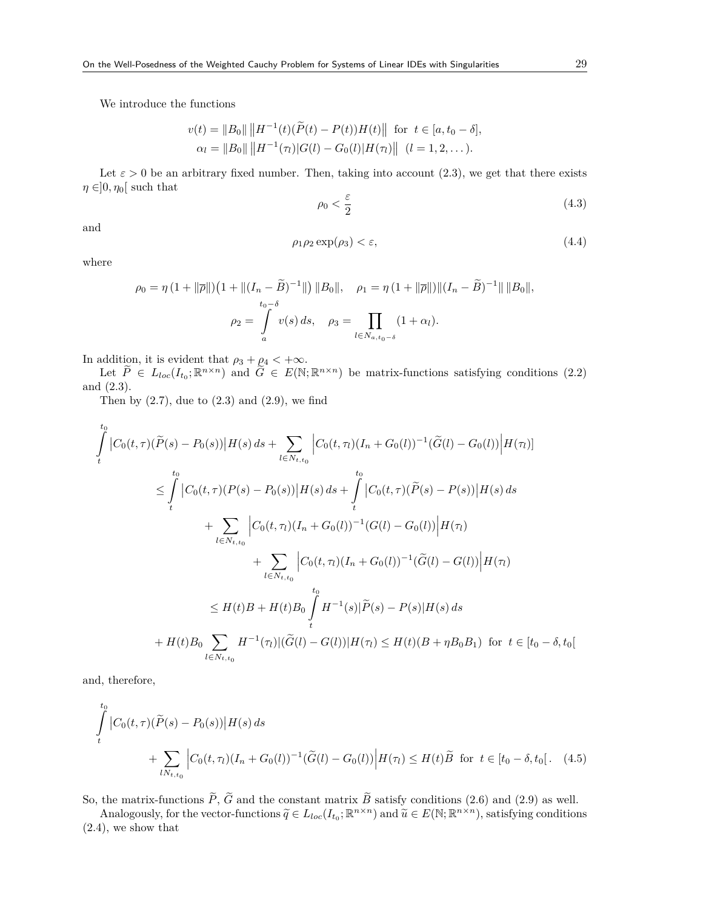We introduce the functions

$$v(t) = \|B_0\| \left\|H^{-1}(t)(\widetilde{P}(t) - P(t))H(t)\right\| \ \text{ for } \ t \in [a, t_0 - \delta],$$
$$\alpha_l = \|B_0\| \left\|H^{-1}(\tau_l)|G(l) - G_0(l)|H(\tau_l)\right\| \ \ (l = 1, 2, \dots).$$

Let $\varepsilon > 0$ be an arbitrary fixed number. Then, taking into account (2.3), we get that there exists $\eta \in ]0, \eta_0[$ such that

$$\rho_0 < \frac{\varepsilon}{2} \tag{4.3}$$

and

$$\rho_1 \rho_2 \exp(\rho_3) < \varepsilon, \tag{4.4}$$

where

$$\rho_0 = \eta\,(1 + \|\overline{p}\|)\big(1 + \|(I_n - \widetilde{B})^{-1}\|\big)\,\|B_0\|, \quad \rho_1 = \eta\,(1 + \|\overline{p}\|)\|(I_n - \widetilde{B})^{-1}\|\,\|B_0\|,$$
$$\rho_2 = \int\limits_a^{t_0-\delta} v(s)\,ds, \quad \rho_3 = \prod_{l \in N_{a,t_0-\delta}} (1 + \alpha_l).$$

In addition, it is evident that $\rho_3 + \rho_4 < +\infty$.

Let $\widetilde{P} \in L_{loc}(I_{t_0}; \mathbb{R}^{n\times n})$ and $\widetilde{G} \in E(\mathbb{N}; \mathbb{R}^{n\times n})$ be matrix-functions satisfying conditions (2.2) and (2.3).

Then by (2.7), due to (2.3) and (2.9), we find

$$\begin{aligned}
&\int\limits_t^{t_0} \big|C_0(t,\tau)(\widetilde{P}(s) - P_0(s))\big|H(s)\,ds + \sum_{l \in N_{t,t_0}} \Big|C_0(t,\tau_l)(I_n + G_0(l))^{-1}(\widetilde{G}(l) - G_0(l))\Big|H(\tau_l)] \\
&\quad \le \int\limits_t^{t_0} \big|C_0(t,\tau)(P(s) - P_0(s))\big|H(s)\,ds + \int\limits_t^{t_0} \big|C_0(t,\tau)(\widetilde{P}(s) - P(s))\big|H(s)\,ds \\
&\qquad + \sum_{l \in N_{t,t_0}} \Big|C_0(t,\tau_l)(I_n + G_0(l))^{-1}(G(l) - G_0(l))\Big|H(\tau_l) \\
&\qquad\quad + \sum_{l \in N_{t,t_0}} \Big|C_0(t,\tau_l)(I_n + G_0(l))^{-1}(\widetilde{G}(l) - G(l))\Big|H(\tau_l) \\
&\quad \le H(t)B + H(t)B_0 \int\limits_t^{t_0} H^{-1}(s)|\widetilde{P}(s) - P(s)|H(s)\,ds \\
&\quad + H(t)B_0 \sum_{l \in N_{t,t_0}} H^{-1}(\tau_l)|(\widetilde{G}(l) - G(l))|H(\tau_l) \le H(t)(B + \eta B_0 B_1) \ \text{ for } \ t \in [t_0 - \delta, t_0[
\end{aligned}$$

and, therefore,

$$\begin{aligned}
&\int\limits_t^{t_0} \big|C_0(t,\tau)(\widetilde{P}(s) - P_0(s))\big|H(s)\,ds \\
&\qquad + \sum_{l N_{t,t_0}} \Big|C_0(t,\tau_l)(I_n + G_0(l))^{-1}(\widetilde{G}(l) - G_0(l))\Big|H(\tau_l) \le H(t)\widetilde{B} \ \text{ for } \ t \in [t_0 - \delta, t_0[\,.
\end{aligned} \tag{4.5}$$

So, the matrix-functions $\widetilde{P}$, $\widetilde{G}$ and the constant matrix $\widetilde{B}$ satisfy conditions (2.6) and (2.9) as well.

Analogously, for the vector-functions $\widetilde{q} \in L_{loc}(I_{t_0}; \mathbb{R}^{n\times n})$ and $\widetilde{u} \in E(\mathbb{N}; \mathbb{R}^{n\times n})$, satisfying conditions (2.4), we show that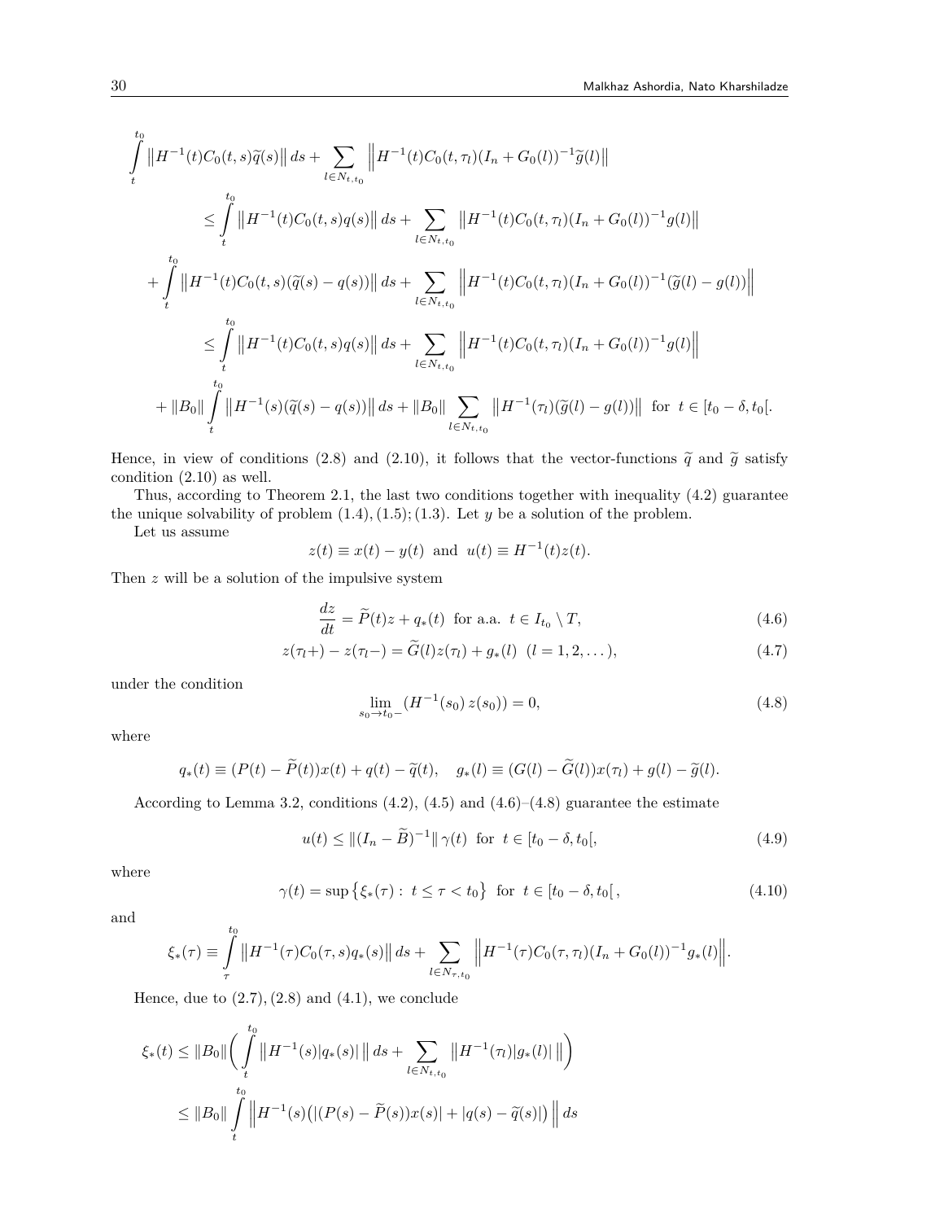$$
\begin{aligned}
&\int\limits_t^{t_0} \big\|H^{-1}(t)C_0(t,s)\widetilde{q}(s)\big\|\,ds + \sum_{l\in N_{t,t_0}} \Big\|H^{-1}(t)C_0(t,\tau_l)(I_n+G_0(l))^{-1}\widetilde{g}(l)\Big\| \\
&\qquad \le \int\limits_t^{t_0} \big\|H^{-1}(t)C_0(t,s)q(s)\big\|\,ds + \sum_{l\in N_{t,t_0}} \big\|H^{-1}(t)C_0(t,\tau_l)(I_n+G_0(l))^{-1}g(l)\big\| \\
&\quad + \int\limits_t^{t_0} \big\|H^{-1}(t)C_0(t,s)(\widetilde{q}(s)-q(s))\big\|\,ds + \sum_{l\in N_{t,t_0}} \Big\|H^{-1}(t)C_0(t,\tau_l)(I_n+G_0(l))^{-1}(\widetilde{g}(l)-g(l))\Big\| \\
&\qquad \le \int\limits_t^{t_0} \big\|H^{-1}(t)C_0(t,s)q(s)\big\|\,ds + \sum_{l\in N_{t,t_0}} \Big\|H^{-1}(t)C_0(t,\tau_l)(I_n+G_0(l))^{-1}g(l)\Big\| \\
&\quad + \|B_0\|\int\limits_t^{t_0} \big\|H^{-1}(s)(\widetilde{q}(s)-q(s))\big\|\,ds + \|B_0\|\sum_{l\in N_{t,t_0}} \big\|H^{-1}(\tau_l)(\widetilde{g}(l)-g(l))\big\| \ \text{ for } \ t\in[t_0-\delta,t_0[.
\end{aligned}
$$

Hence, in view of conditions (2.8) and (2.10), it follows that the vector-functions $\widetilde{q}$ and $\widetilde{g}$ satisfy condition (2.10) as well.

Thus, according to Theorem 2.1, the last two conditions together with inequality (4.2) guarantee the unique solvability of problem $(1.4),(1.5);(1.3)$. Let $y$ be a solution of the problem.

Let us assume

$$
z(t)\equiv x(t)-y(t) \ \text{ and } \ u(t)\equiv H^{-1}(t)z(t).
$$

Then $z$ will be a solution of the impulsive system

$$
\frac{dz}{dt}=\widetilde{P}(t)z+q_*(t) \ \text{ for a.a. } \ t\in I_{t_0}\setminus T, \tag{4.6}
$$

$$
z(\tau_l+)-z(\tau_l-)=\widetilde{G}(l)z(\tau_l)+g_*(l) \ \ (l=1,2,\dots), \tag{4.7}
$$

under the condition

$$
\lim_{s_0\to t_0-}(H^{-1}(s_0)\,z(s_0))=0, \tag{4.8}
$$

where

$$
q_*(t)\equiv (P(t)-\widetilde{P}(t))x(t)+q(t)-\widetilde{q}(t), \quad g_*(l)\equiv (G(l)-\widetilde{G}(l))x(\tau_l)+g(l)-\widetilde{g}(l).
$$

According to Lemma 3.2, conditions (4.2), (4.5) and (4.6)–(4.8) guarantee the estimate

$$
u(t)\le \|(I_n-\widetilde{B})^{-1}\|\,\gamma(t) \ \text{ for } \ t\in[t_0-\delta,t_0[, \tag{4.9}
$$

where

$$
\gamma(t)=\sup\big\{\xi_*(\tau):\ t\le\tau<t_0\big\} \ \text{ for } \ t\in[t_0-\delta,t_0[\,, \tag{4.10}
$$

and

$$
\xi_*(\tau)\equiv \int\limits_\tau^{t_0} \big\|H^{-1}(\tau)C_0(\tau,s)q_*(s)\big\|\,ds + \sum_{l\in N_{\tau,t_0}} \Big\|H^{-1}(\tau)C_0(\tau,\tau_l)(I_n+G_0(l))^{-1}g_*(l)\Big\|.
$$

Hence, due to $(2.7),(2.8)$ and $(4.1)$, we conclude

$$
\begin{aligned}
\xi_*(t) &\le \|B_0\|\bigg(\int\limits_t^{t_0} \big\|H^{-1}(s)|q_*(s)|\,\big\|\,ds + \sum_{l\in N_{t,t_0}} \big\|H^{-1}(\tau_l)|g_*(l)|\,\big\|\bigg) \\
&\le \|B_0\|\int\limits_t^{t_0} \Big\|H^{-1}(s)\big(|(P(s)-\widetilde{P}(s))x(s)|+|q(s)-\widetilde{q}(s)|\big)\Big\|\,ds
\end{aligned}
$$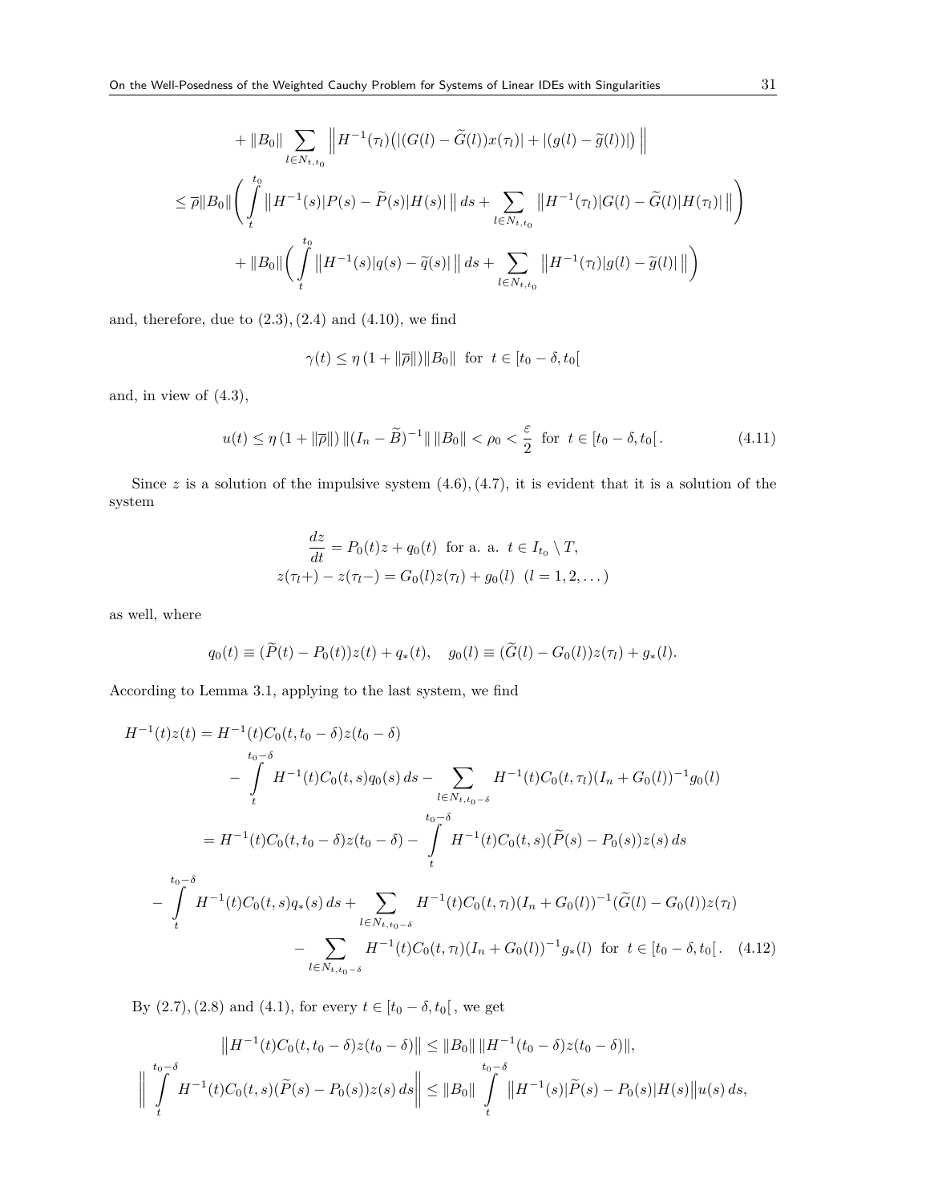$$
+ \|B_0\| \sum_{l \in N_{t,t_0}} \left\| H^{-1}(\tau_l)\big(|(G(l) - \widetilde{G}(l))x(\tau_l)| + |(g(l) - \widetilde{g}(l))|\big) \right\|
$$

$$
\leq \overline{\rho}\|B_0\| \Bigg( \int\limits_t^{t_0} \big\| H^{-1}(s)|P(s) - \widetilde{P}(s)|H(s)| \big\| \, ds + \sum_{l \in N_{t,t_0}} \big\| H^{-1}(\tau_l)|G(l) - \widetilde{G}(l)|H(\tau_l)| \big\| \Bigg)
$$

$$
+ \|B_0\| \Bigg( \int\limits_t^{t_0} \big\| H^{-1}(s)|q(s) - \widetilde{q}(s)| \big\| \, ds + \sum_{l \in N_{t,t_0}} \big\| H^{-1}(\tau_l)|g(l) - \widetilde{g}(l)| \big\| \Bigg)
$$

and, therefore, due to $(2.3), (2.4)$ and $(4.10)$, we find

$$
\gamma(t) \leq \eta\,(1 + \|\overline{\rho}\|)\|B_0\| \ \text{ for } \ t \in [t_0 - \delta, t_0[
$$

and, in view of $(4.3)$,

$$
u(t) \leq \eta\,(1 + \|\overline{\rho}\|)\,\|(I_n - \widetilde{B})^{-1}\|\,\|B_0\| < \rho_0 < \frac{\varepsilon}{2} \ \text{ for } \ t \in [t_0 - \delta, t_0[\,. \tag{4.11}
$$

Since $z$ is a solution of the impulsive system $(4.6), (4.7)$, it is evident that it is a solution of the system

$$
\frac{dz}{dt} = P_0(t)z + q_0(t) \ \text{ for a. a. } \ t \in I_{t_0} \setminus T,
$$

$$
z(\tau_l+) - z(\tau_l-) = G_0(l)z(\tau_l) + g_0(l) \ \ (l = 1, 2, \dots)
$$

as well, where

$$
q_0(t) \equiv (\widetilde{P}(t) - P_0(t))z(t) + q_*(t), \quad g_0(l) \equiv (\widetilde{G}(l) - G_0(l))z(\tau_l) + g_*(l).
$$

According to Lemma 3.1, applying to the last system, we find

$$
\begin{aligned}
H^{-1}(t)z(t) &= H^{-1}(t)C_0(t, t_0 - \delta)z(t_0 - \delta) \\
&\quad - \int\limits_t^{t_0-\delta} H^{-1}(t)C_0(t,s)q_0(s)\,ds - \sum_{l \in N_{t,t_0-\delta}} H^{-1}(t)C_0(t,\tau_l)(I_n + G_0(l))^{-1}g_0(l) \\
&= H^{-1}(t)C_0(t, t_0 - \delta)z(t_0 - \delta) - \int\limits_t^{t_0-\delta} H^{-1}(t)C_0(t,s)(\widetilde{P}(s) - P_0(s))z(s)\,ds \\
&\quad - \int\limits_t^{t_0-\delta} H^{-1}(t)C_0(t,s)q_*(s)\,ds + \sum_{l \in N_{t,t_0-\delta}} H^{-1}(t)C_0(t,\tau_l)(I_n + G_0(l))^{-1}(\widetilde{G}(l) - G_0(l))z(\tau_l) \\
&\quad - \sum_{l \in N_{t,t_0-\delta}} H^{-1}(t)C_0(t,\tau_l)(I_n + G_0(l))^{-1}g_*(l) \ \text{ for } \ t \in [t_0 - \delta, t_0[\,.
\end{aligned} \tag{4.12}
$$

By $(2.7), (2.8)$ and $(4.1)$, for every $t \in [t_0 - \delta, t_0[\,$, we get

$$
\big\|H^{-1}(t)C_0(t, t_0 - \delta)z(t_0 - \delta)\big\| \leq \|B_0\|\,\|H^{-1}(t_0 - \delta)z(t_0 - \delta)\|,
$$

$$
\Bigg\| \int\limits_t^{t_0-\delta} H^{-1}(t)C_0(t,s)(\widetilde{P}(s) - P_0(s))z(s)\,ds \Bigg\| \leq \|B_0\| \int\limits_t^{t_0-\delta} \big\|H^{-1}(s)|\widetilde{P}(s) - P_0(s)|H(s)\big\|u(s)\,ds,
$$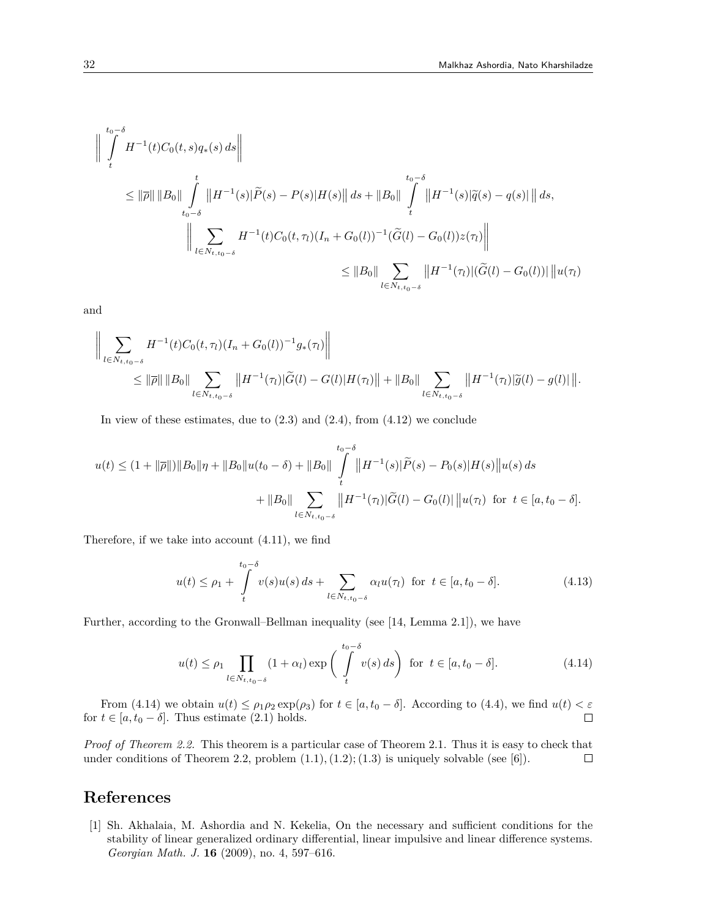$$
\begin{aligned}
&\bigg\| \int_t^{t_0-\delta} H^{-1}(t) C_0(t,s) q_*(s)\, ds \bigg\| \\
&\qquad \le \|\overline{\rho}\|\, \|B_0\| \int_{t_0-\delta}^{t} \big\| H^{-1}(s) |\widetilde{P}(s) - P(s)| H(s) \big\|\, ds + \|B_0\| \int_t^{t_0-\delta} \big\| H^{-1}(s) |\widetilde{q}(s) - q(s)| \,\big\|\, ds, \\
&\qquad\qquad \bigg\| \sum_{l\in N_{t,t_0-\delta}} H^{-1}(t) C_0(t,\tau_l) (I_n + G_0(l))^{-1} (\widetilde{G}(l) - G_0(l)) z(\tau_l) \bigg\| \\
&\qquad\qquad\qquad \le \|B_0\| \sum_{l\in N_{t,t_0-\delta}} \big\| H^{-1}(\tau_l) |(\widetilde{G}(l) - G_0(l))| \,\big\| u(\tau_l)
\end{aligned}
$$

and

$$
\begin{aligned}
&\bigg\| \sum_{l\in N_{t,t_0-\delta}} H^{-1}(t) C_0(t,\tau_l) (I_n + G_0(l))^{-1} g_*(\tau_l) \bigg\| \\
&\qquad \le \|\overline{\rho}\|\, \|B_0\| \sum_{l\in N_{t,t_0-\delta}} \big\| H^{-1}(\tau_l) |\widetilde{G}(l) - G(l)| H(\tau_l) \big\| + \|B_0\| \sum_{l\in N_{t,t_0-\delta}} \big\| H^{-1}(\tau_l) |\widetilde{g}(l) - g(l)| \,\big\|.
\end{aligned}
$$

In view of these estimates, due to (2.3) and (2.4), from (4.12) we conclude

$$
\begin{aligned}
u(t) \le (1 + \|\overline{\rho}\|) \|B_0\| \eta + \|B_0\| u(t_0-\delta) + \|B_0\| \int_t^{t_0-\delta} \big\| H^{-1}(s) |\widetilde{P}(s) - P_0(s)| H(s) \big\| u(s)\, ds \\
+ \|B_0\| \sum_{l\in N_{t,t_0-\delta}} \big\| H^{-1}(\tau_l) |\widetilde{G}(l) - G_0(l)| \,\big\| u(\tau_l) \ \text{ for } \ t \in [a, t_0-\delta].
\end{aligned}
$$

Therefore, if we take into account (4.11), we find

$$
u(t) \le \rho_1 + \int_t^{t_0-\delta} v(s) u(s)\, ds + \sum_{l\in N_{t,t_0-\delta}} \alpha_l u(\tau_l) \ \text{ for } \ t \in [a, t_0-\delta]. \tag{4.13}
$$

Further, according to the Gronwall–Bellman inequality (see [14, Lemma 2.1]), we have

$$
u(t) \le \rho_1 \prod_{l\in N_{t,t_0-\delta}} (1 + \alpha_l) \exp\bigg( \int_t^{t_0-\delta} v(s)\, ds \bigg) \ \text{ for } \ t \in [a, t_0-\delta]. \tag{4.14}
$$

From (4.14) we obtain $u(t) \le \rho_1 \rho_2 \exp(\rho_3)$ for $t \in [a, t_0-\delta]$. According to (4.4), we find $u(t) < \varepsilon$ for $t \in [a, t_0-\delta]$. Thus estimate (2.1) holds. $\square$

*Proof of Theorem 2.2.* This theorem is a particular case of Theorem 2.1. Thus it is easy to check that under conditions of Theorem 2.2, problem (1.1), (1.2); (1.3) is uniquely solvable (see [6]). $\square$

# References

[1] Sh. Akhalaia, M. Ashordia and N. Kekelia, On the necessary and sufficient conditions for the stability of linear generalized ordinary differential, linear impulsive and linear difference systems. *Georgian Math. J.* **16** (2009), no. 4, 597–616.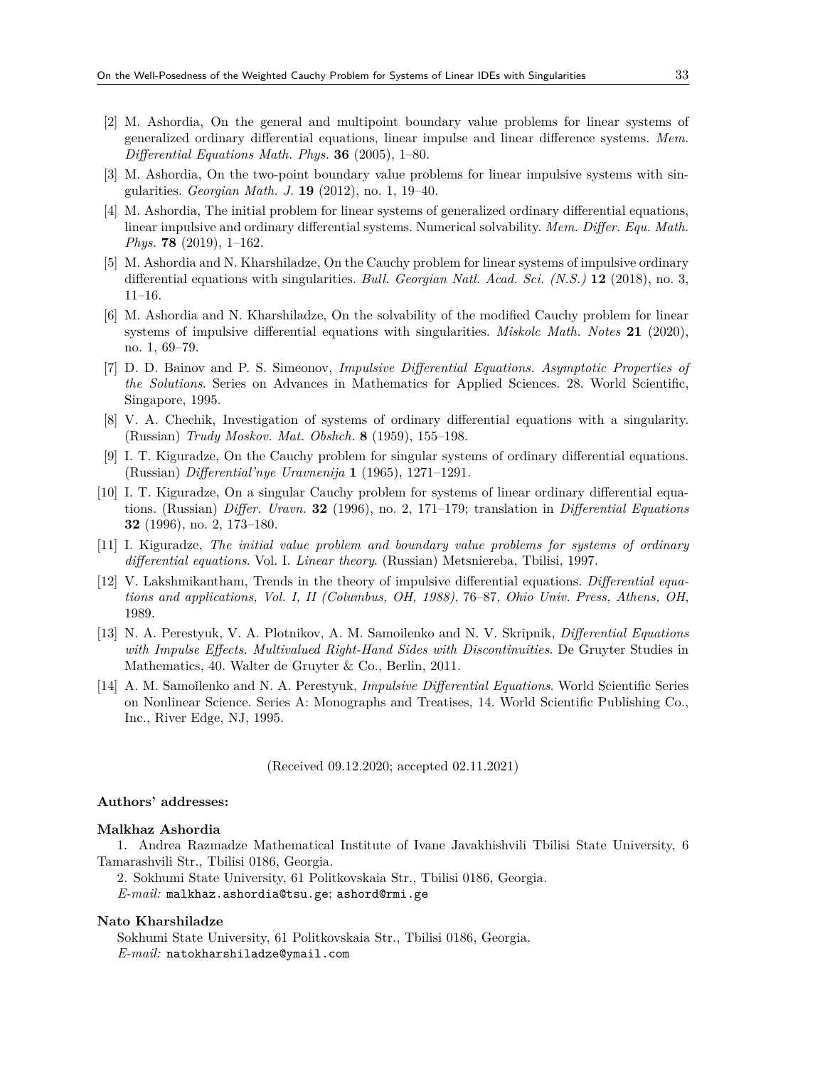[2] M. Ashordia, On the general and multipoint boundary value problems for linear systems of generalized ordinary differential equations, linear impulse and linear difference systems. *Mem. Differential Equations Math. Phys.* **36** (2005), 1–80.

[3] M. Ashordia, On the two-point boundary value problems for linear impulsive systems with singularities. *Georgian Math. J.* **19** (2012), no. 1, 19–40.

[4] M. Ashordia, The initial problem for linear systems of generalized ordinary differential equations, linear impulsive and ordinary differential systems. Numerical solvability. *Mem. Differ. Equ. Math. Phys.* **78** (2019), 1–162.

[5] M. Ashordia and N. Kharshiladze, On the Cauchy problem for linear systems of impulsive ordinary differential equations with singularities. *Bull. Georgian Natl. Acad. Sci. (N.S.)* **12** (2018), no. 3, 11–16.

[6] M. Ashordia and N. Kharshiladze, On the solvability of the modified Cauchy problem for linear systems of impulsive differential equations with singularities. *Miskolc Math. Notes* **21** (2020), no. 1, 69–79.

[7] D. D. Bainov and P. S. Simeonov, *Impulsive Differential Equations. Asymptotic Properties of the Solutions*. Series on Advances in Mathematics for Applied Sciences. 28. World Scientific, Singapore, 1995.

[8] V. A. Chechik, Investigation of systems of ordinary differential equations with a singularity. (Russian) *Trudy Moskov. Mat. Obshch.* **8** (1959), 155–198.

[9] I. T. Kiguradze, On the Cauchy problem for singular systems of ordinary differential equations. (Russian) *Differential'nye Uravnenija* **1** (1965), 1271–1291.

[10] I. T. Kiguradze, On a singular Cauchy problem for systems of linear ordinary differential equations. (Russian) *Differ. Uravn.* **32** (1996), no. 2, 171–179; translation in *Differential Equations* **32** (1996), no. 2, 173–180.

[11] I. Kiguradze, *The initial value problem and boundary value problems for systems of ordinary differential equations*. Vol. I. *Linear theory*. (Russian) Metsniereba, Tbilisi, 1997.

[12] V. Lakshmikantham, Trends in the theory of impulsive differential equations. *Differential equations and applications, Vol. I, II (Columbus, OH, 1988)*, 76–87, *Ohio Univ. Press, Athens, OH*, 1989.

[13] N. A. Perestyuk, V. A. Plotnikov, A. M. Samoilenko and N. V. Skripnik, *Differential Equations with Impulse Effects. Multivalued Right-Hand Sides with Discontinuities*. De Gruyter Studies in Mathematics, 40. Walter de Gruyter & Co., Berlin, 2011.

[14] A. M. Samoĭlenko and N. A. Perestyuk, *Impulsive Differential Equations*. World Scientific Series on Nonlinear Science. Series A: Monographs and Treatises, 14. World Scientific Publishing Co., Inc., River Edge, NJ, 1995.

(Received 09.12.2020; accepted 02.11.2021)

**Authors' addresses:**

**Malkhaz Ashordia**

1. Andrea Razmadze Mathematical Institute of Ivane Javakhishvili Tbilisi State University, 6 Tamarashvili Str., Tbilisi 0186, Georgia.

2. Sokhumi State University, 61 Politkovskaia Str., Tbilisi 0186, Georgia.

*E-mail:* malkhaz.ashordia@tsu.ge; ashord@rmi.ge

**Nato Kharshiladze**

Sokhumi State University, 61 Politkovskaia Str., Tbilisi 0186, Georgia.

*E-mail:* natokharshiladze@ymail.com